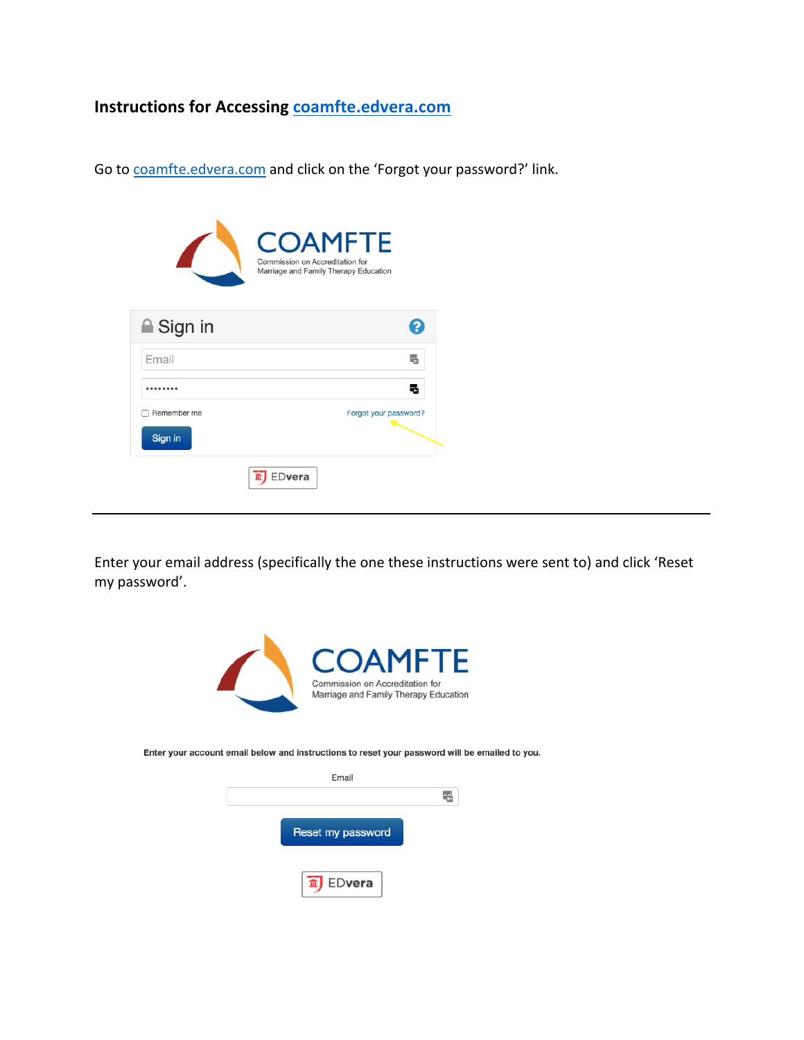**Instructions for Accessing [coamfte.edvera.com](https://coamfte.edvera.com)**

Go to [coamfte.edvera.com](https://coamfte.edvera.com) and click on the 'Forgot your password?' link.

COAMFTE
Commission on Accreditation for Marriage and Family Therapy Education

Sign in

Email

Remember me | Forgot your password?

Sign in

EDvera

---

Enter your email address (specifically the one these instructions were sent to) and click 'Reset my password'.

COAMFTE
Commission on Accreditation for Marriage and Family Therapy Education

**Enter your account email below and instructions to reset your password will be emailed to you.**

Email

Reset my password

EDvera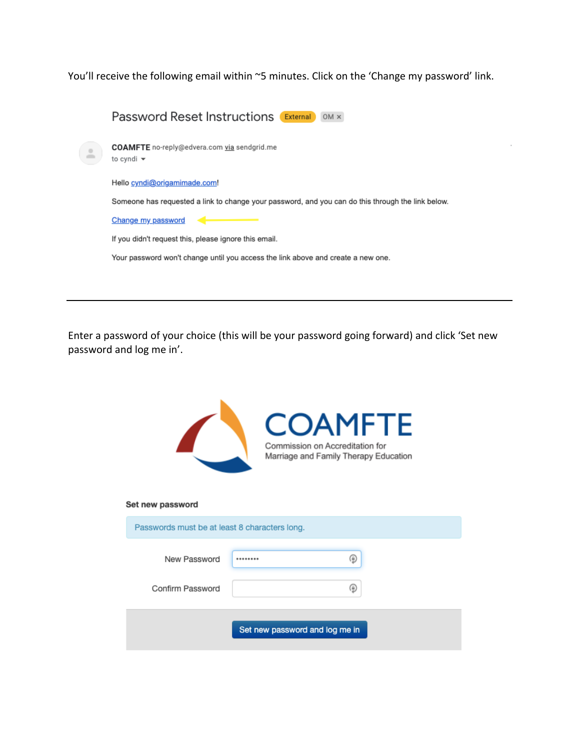You'll receive the following email within ~5 minutes. Click on the 'Change my password' link.

Password Reset Instructions External OM ×

**COAMFTE** no-reply@edvera.com via sendgrid.me
to cyndi

Hello cyndi@origamimade.com!

Someone has requested a link to change your password, and you can do this through the link below.

Change my password

If you didn't request this, please ignore this email.

Your password won't change until you access the link above and create a new one.

---

Enter a password of your choice (this will be your password going forward) and click 'Set new password and log me in'.

COAMFTE
Commission on Accreditation for Marriage and Family Therapy Education

**Set new password**

Passwords must be at least 8 characters long.

New Password ••••••••

Confirm Password

Set new password and log me in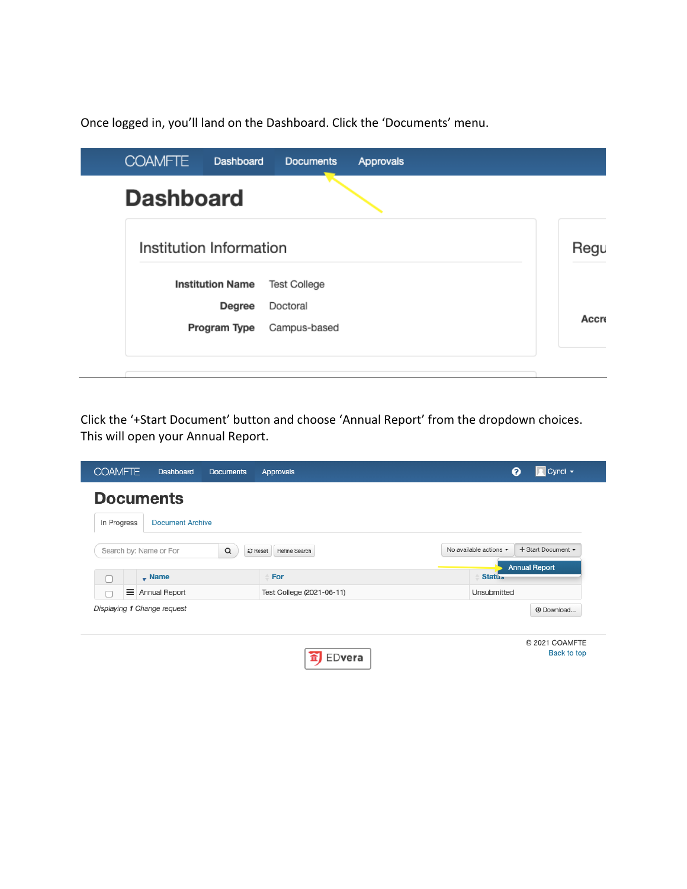Once logged in, you'll land on the Dashboard. Click the 'Documents' menu.

Click the '+Start Document' button and choose 'Annual Report' from the dropdown choices. This will open your Annual Report.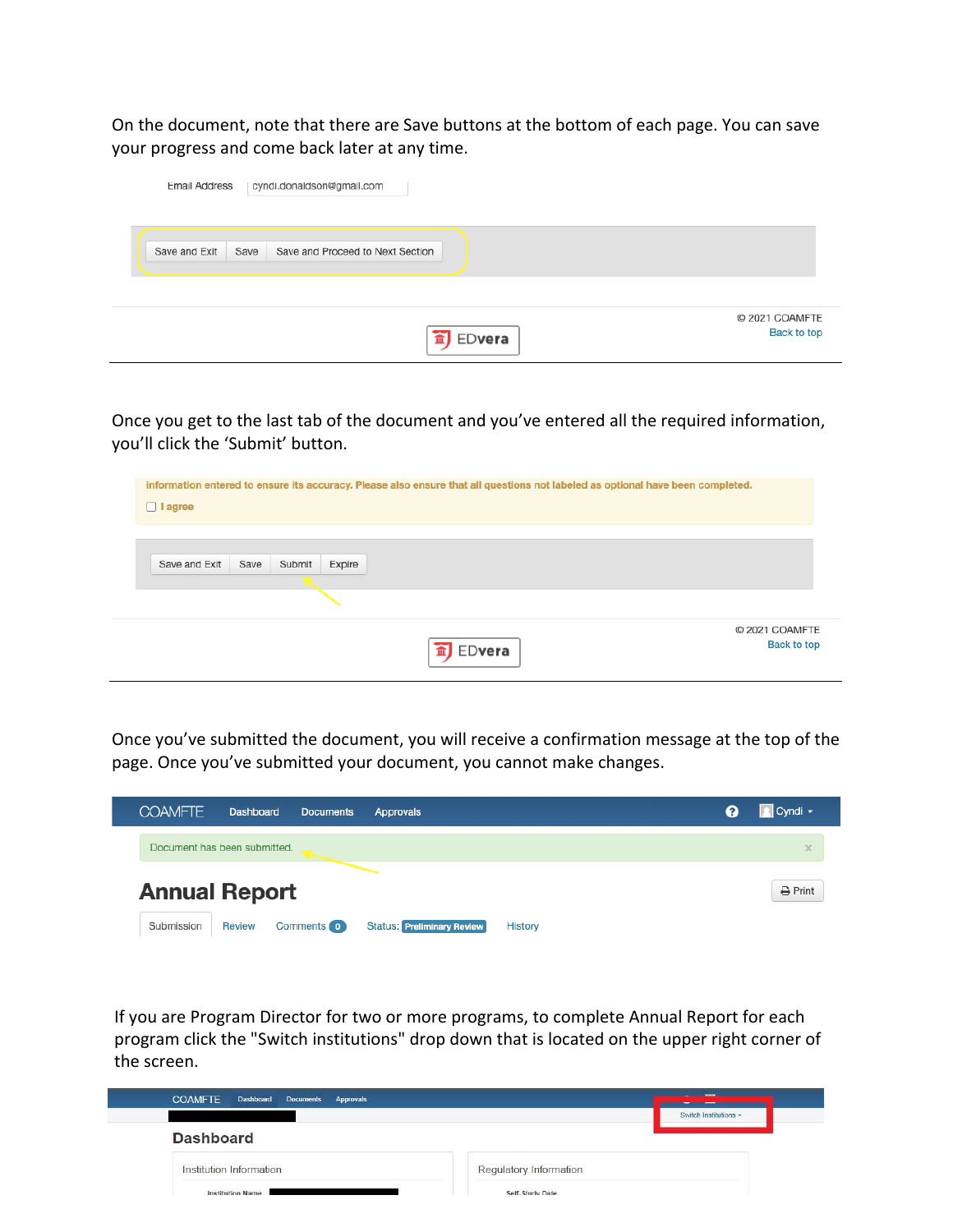On the document, note that there are Save buttons at the bottom of each page. You can save your progress and come back later at any time.

Email Address cyndi.donaldson@gmail.com

Save and Exit | Save | Save and Proceed to Next Section

© 2021 COAMFTE
Back to top

EDvera

Once you get to the last tab of the document and you've entered all the required information, you'll click the 'Submit' button.

information entered to ensure its accuracy. Please also ensure that all questions not labeled as optional have been completed.

I agree

Save and Exit | Save | Submit | Expire

© 2021 COAMFTE
Back to top

EDvera

Once you've submitted the document, you will receive a confirmation message at the top of the page. Once you've submitted your document, you cannot make changes.

COAMFTE Dashboard Documents Approvals Cyndi

Document has been submitted.

Annual Report

Print

Submission | Review | Comments 0 | Status: Preliminary Review | History

If you are Program Director for two or more programs, to complete Annual Report for each program click the "Switch institutions" drop down that is located on the upper right corner of the screen.

COAMFTE Dashboard Documents Approvals

Switch Institutions

Dashboard

Institution Information

Institution Name

Regulatory Information

Self-Study Date